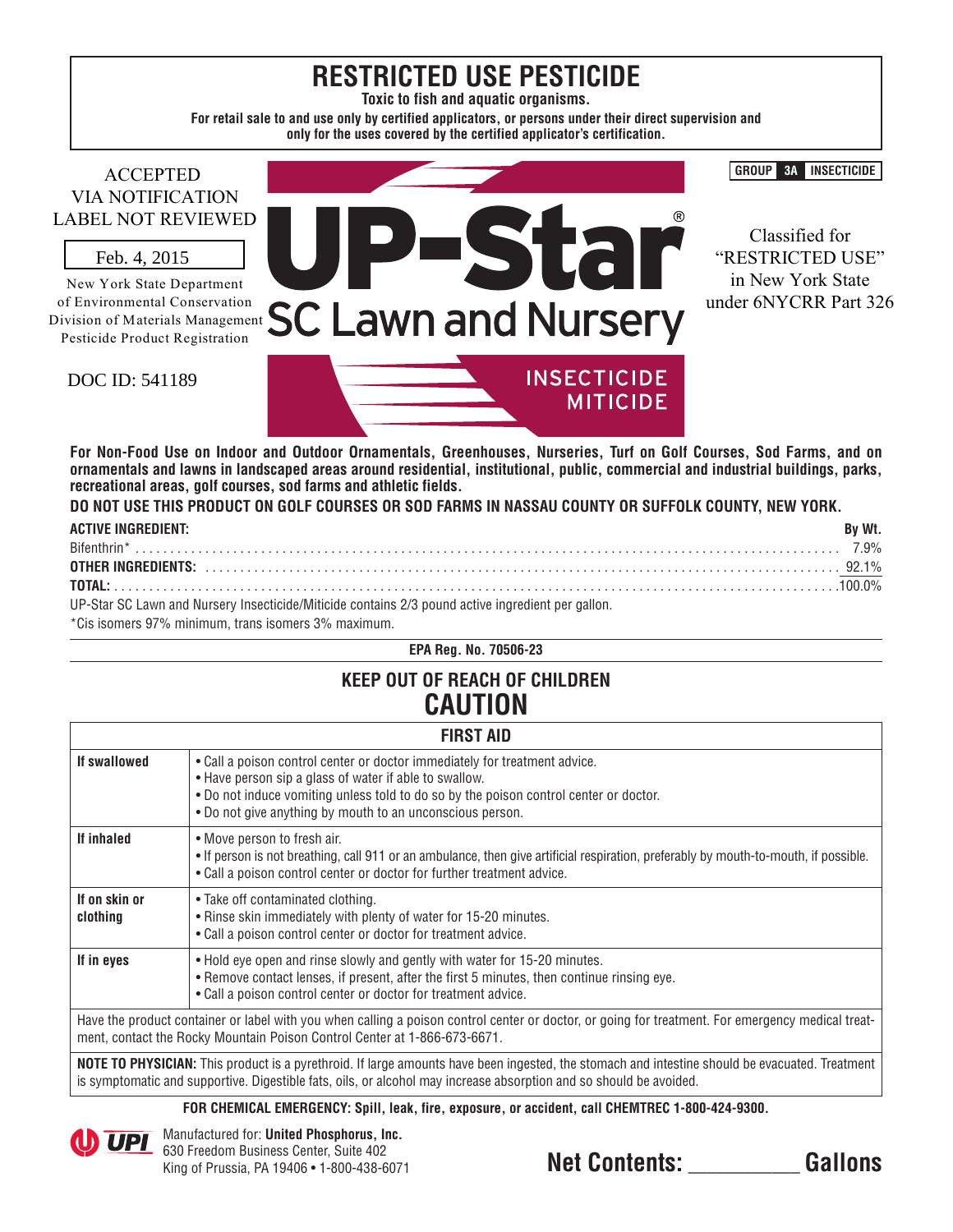# RESTRICTED USE PESTICIDE

**Toxic to fish and aquatic organisms.**

**For retail sale to and use only by certified applicators, or persons under their direct supervision and only for the uses covered by the certified applicator's certification.**

ACCEPTED
VIA NOTIFICATION
LABEL NOT REVIEWED

Feb. 4, 2015

New York State Department
of Environmental Conservation
Division of Materials Management
Pesticide Product Registration

DOC ID: 541189

**GROUP 3A INSECTICIDE**

# UP-Star®

## SC Lawn and Nursery

**INSECTICIDE MITICIDE**

Classified for "RESTRICTED USE" in New York State under 6NYCRR Part 326

**For Non-Food Use on Indoor and Outdoor Ornamentals, Greenhouses, Nurseries, Turf on Golf Courses, Sod Farms, and on ornamentals and lawns in landscaped areas around residential, institutional, public, commercial and industrial buildings, parks, recreational areas, golf courses, sod farms and athletic fields.**

**DO NOT USE THIS PRODUCT ON GOLF COURSES OR SOD FARMS IN NASSAU COUNTY OR SUFFOLK COUNTY, NEW YORK.**

| **ACTIVE INGREDIENT:** | **By Wt.** |
|---|---|
| Bifenthrin* | 7.9% |
| **OTHER INGREDIENTS:** | 92.1% |
| **TOTAL:** | 100.0% |

UP-Star SC Lawn and Nursery Insecticide/Miticide contains 2/3 pound active ingredient per gallon.

*Cis isomers 97% minimum, trans isomers 3% maximum.

**EPA Reg. No. 70506-23**

## KEEP OUT OF REACH OF CHILDREN

# CAUTION

| **FIRST AID** | |
|---|---|
| **If swallowed** | • Call a poison control center or doctor immediately for treatment advice.<br>• Have person sip a glass of water if able to swallow.<br>• Do not induce vomiting unless told to do so by the poison control center or doctor.<br>• Do not give anything by mouth to an unconscious person. |
| **If inhaled** | • Move person to fresh air.<br>• If person is not breathing, call 911 or an ambulance, then give artificial respiration, preferably by mouth-to-mouth, if possible.<br>• Call a poison control center or doctor for further treatment advice. |
| **If on skin or clothing** | • Take off contaminated clothing.<br>• Rinse skin immediately with plenty of water for 15-20 minutes.<br>• Call a poison control center or doctor for treatment advice. |
| **If in eyes** | • Hold eye open and rinse slowly and gently with water for 15-20 minutes.<br>• Remove contact lenses, if present, after the first 5 minutes, then continue rinsing eye.<br>• Call a poison control center or doctor for treatment advice. |
| Have the product container or label with you when calling a poison control center or doctor, or going for treatment. For emergency medical treatment, contact the Rocky Mountain Poison Control Center at 1-866-673-6671. | |
| **NOTE TO PHYSICIAN:** This product is a pyrethroid. If large amounts have been ingested, the stomach and intestine should be evacuated. Treatment is symptomatic and supportive. Digestible fats, oils, or alcohol may increase absorption and so should be avoided. | |

**FOR CHEMICAL EMERGENCY: Spill, leak, fire, exposure, or accident, call CHEMTREC 1-800-424-9300.**

Manufactured for: **United Phosphorus, Inc.**
630 Freedom Business Center, Suite 402
King of Prussia, PA 19406 • 1-800-438-6071

**Net Contents: __________ Gallons**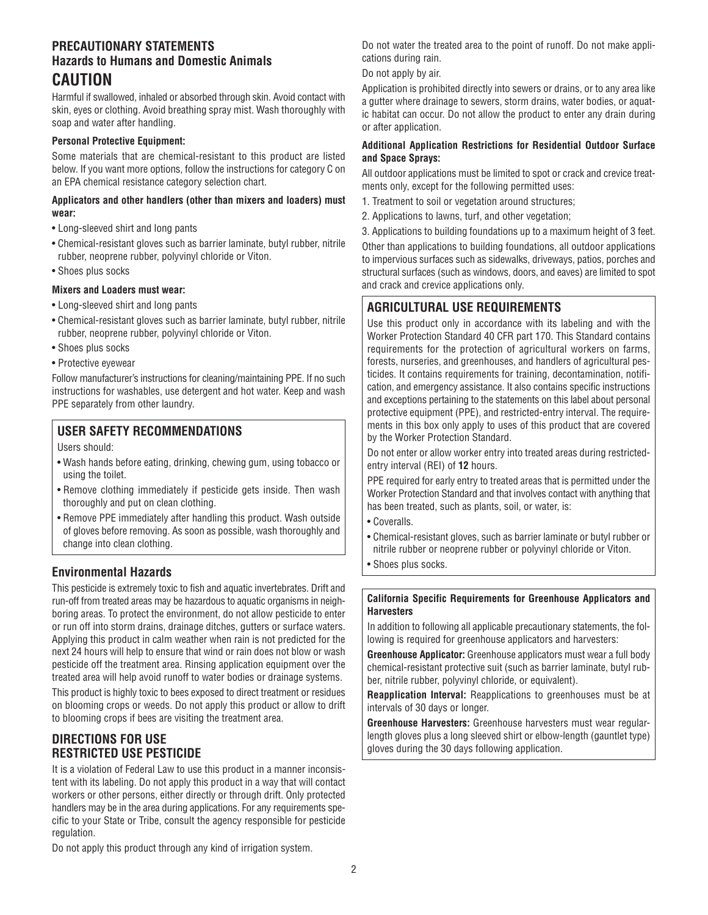## PRECAUTIONARY STATEMENTS
### Hazards to Humans and Domestic Animals
# CAUTION

Harmful if swallowed, inhaled or absorbed through skin. Avoid contact with skin, eyes or clothing. Avoid breathing spray mist. Wash thoroughly with soap and water after handling.

**Personal Protective Equipment:**

Some materials that are chemical-resistant to this product are listed below. If you want more options, follow the instructions for category C on an EPA chemical resistance category selection chart.

**Applicators and other handlers (other than mixers and loaders) must wear:**

- Long-sleeved shirt and long pants
- Chemical-resistant gloves such as barrier laminate, butyl rubber, nitrile rubber, neoprene rubber, polyvinyl chloride or Viton.
- Shoes plus socks

**Mixers and Loaders must wear:**

- Long-sleeved shirt and long pants
- Chemical-resistant gloves such as barrier laminate, butyl rubber, nitrile rubber, neoprene rubber, polyvinyl chloride or Viton.
- Shoes plus socks
- Protective eyewear

Follow manufacturer's instructions for cleaning/maintaining PPE. If no such instructions for washables, use detergent and hot water. Keep and wash PPE separately from other laundry.

### USER SAFETY RECOMMENDATIONS

Users should:

- Wash hands before eating, drinking, chewing gum, using tobacco or using the toilet.
- Remove clothing immediately if pesticide gets inside. Then wash thoroughly and put on clean clothing.
- Remove PPE immediately after handling this product. Wash outside of gloves before removing. As soon as possible, wash thoroughly and change into clean clothing.

### Environmental Hazards

This pesticide is extremely toxic to fish and aquatic invertebrates. Drift and run-off from treated areas may be hazardous to aquatic organisms in neighboring areas. To protect the environment, do not allow pesticide to enter or run off into storm drains, drainage ditches, gutters or surface waters. Applying this product in calm weather when rain is not predicted for the next 24 hours will help to ensure that wind or rain does not blow or wash pesticide off the treatment area. Rinsing application equipment over the treated area will help avoid runoff to water bodies or drainage systems.

This product is highly toxic to bees exposed to direct treatment or residues on blooming crops or weeds. Do not apply this product or allow to drift to blooming crops if bees are visiting the treatment area.

## DIRECTIONS FOR USE
## RESTRICTED USE PESTICIDE

It is a violation of Federal Law to use this product in a manner inconsistent with its labeling. Do not apply this product in a way that will contact workers or other persons, either directly or through drift. Only protected handlers may be in the area during applications. For any requirements specific to your State or Tribe, consult the agency responsible for pesticide regulation.

Do not apply this product through any kind of irrigation system.

Do not water the treated area to the point of runoff. Do not make applications during rain.

Do not apply by air.

Application is prohibited directly into sewers or drains, or to any area like a gutter where drainage to sewers, storm drains, water bodies, or aquatic habitat can occur. Do not allow the product to enter any drain during or after application.

**Additional Application Restrictions for Residential Outdoor Surface and Space Sprays:**

All outdoor applications must be limited to spot or crack and crevice treatments only, except for the following permitted uses:

1. Treatment to soil or vegetation around structures;
2. Applications to lawns, turf, and other vegetation;
3. Applications to building foundations up to a maximum height of 3 feet.

Other than applications to building foundations, all outdoor applications to impervious surfaces such as sidewalks, driveways, patios, porches and structural surfaces (such as windows, doors, and eaves) are limited to spot and crack and crevice applications only.

### AGRICULTURAL USE REQUIREMENTS

Use this product only in accordance with its labeling and with the Worker Protection Standard 40 CFR part 170. This Standard contains requirements for the protection of agricultural workers on farms, forests, nurseries, and greenhouses, and handlers of agricultural pesticides. It contains requirements for training, decontamination, notification, and emergency assistance. It also contains specific instructions and exceptions pertaining to the statements on this label about personal protective equipment (PPE), and restricted-entry interval. The requirements in this box only apply to uses of this product that are covered by the Worker Protection Standard.

Do not enter or allow worker entry into treated areas during restricted-entry interval (REI) of **12** hours.

PPE required for early entry to treated areas that is permitted under the Worker Protection Standard and that involves contact with anything that has been treated, such as plants, soil, or water, is:

- Coveralls.
- Chemical-resistant gloves, such as barrier laminate or butyl rubber or nitrile rubber or neoprene rubber or polyvinyl chloride or Viton.
- Shoes plus socks.

**California Specific Requirements for Greenhouse Applicators and Harvesters**

In addition to following all applicable precautionary statements, the following is required for greenhouse applicators and harvesters:

**Greenhouse Applicator:** Greenhouse applicators must wear a full body chemical-resistant protective suit (such as barrier laminate, butyl rubber, nitrile rubber, polyvinyl chloride, or equivalent).

**Reapplication Interval:** Reapplications to greenhouses must be at intervals of 30 days or longer.

**Greenhouse Harvesters:** Greenhouse harvesters must wear regular-length gloves plus a long sleeved shirt or elbow-length (gauntlet type) gloves during the 30 days following application.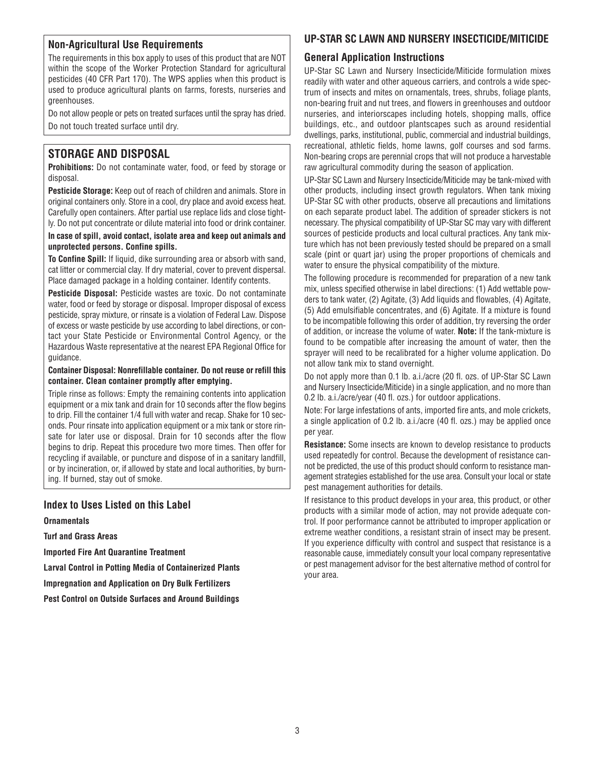## Non-Agricultural Use Requirements

The requirements in this box apply to uses of this product that are NOT within the scope of the Worker Protection Standard for agricultural pesticides (40 CFR Part 170). The WPS applies when this product is used to produce agricultural plants on farms, forests, nurseries and greenhouses.

Do not allow people or pets on treated surfaces until the spray has dried.

Do not touch treated surface until dry.

## STORAGE AND DISPOSAL

**Prohibitions:** Do not contaminate water, food, or feed by storage or disposal.

**Pesticide Storage:** Keep out of reach of children and animals. Store in original containers only. Store in a cool, dry place and avoid excess heat. Carefully open containers. After partial use replace lids and close tightly. Do not put concentrate or dilute material into food or drink container.

**In case of spill, avoid contact, isolate area and keep out animals and unprotected persons. Confine spills.**

**To Confine Spill:** If liquid, dike surrounding area or absorb with sand, cat litter or commercial clay. If dry material, cover to prevent dispersal. Place damaged package in a holding container. Identify contents.

**Pesticide Disposal:** Pesticide wastes are toxic. Do not contaminate water, food or feed by storage or disposal. Improper disposal of excess pesticide, spray mixture, or rinsate is a violation of Federal Law. Dispose of excess or waste pesticide by use according to label directions, or contact your State Pesticide or Environmental Control Agency, or the Hazardous Waste representative at the nearest EPA Regional Office for guidance.

**Container Disposal: Nonrefillable container. Do not reuse or refill this container. Clean container promptly after emptying.**

Triple rinse as follows: Empty the remaining contents into application equipment or a mix tank and drain for 10 seconds after the flow begins to drip. Fill the container 1/4 full with water and recap. Shake for 10 seconds. Pour rinsate into application equipment or a mix tank or store rinsate for later use or disposal. Drain for 10 seconds after the flow begins to drip. Repeat this procedure two more times. Then offer for recycling if available, or puncture and dispose of in a sanitary landfill, or by incineration, or, if allowed by state and local authorities, by burning. If burned, stay out of smoke.

## Index to Uses Listed on this Label

**Ornamentals**

**Turf and Grass Areas**

**Imported Fire Ant Quarantine Treatment**

**Larval Control in Potting Media of Containerized Plants**

**Impregnation and Application on Dry Bulk Fertilizers**

**Pest Control on Outside Surfaces and Around Buildings**

## UP-STAR SC LAWN AND NURSERY INSECTICIDE/MITICIDE

### General Application Instructions

UP-Star SC Lawn and Nursery Insecticide/Miticide formulation mixes readily with water and other aqueous carriers, and controls a wide spectrum of insects and mites on ornamentals, trees, shrubs, foliage plants, non-bearing fruit and nut trees, and flowers in greenhouses and outdoor nurseries, and interiorscapes including hotels, shopping malls, office buildings, etc., and outdoor plantscapes such as around residential dwellings, parks, institutional, public, commercial and industrial buildings, recreational, athletic fields, home lawns, golf courses and sod farms. Non-bearing crops are perennial crops that will not produce a harvestable raw agricultural commodity during the season of application.

UP-Star SC Lawn and Nursery Insecticide/Miticide may be tank-mixed with other products, including insect growth regulators. When tank mixing UP-Star SC with other products, observe all precautions and limitations on each separate product label. The addition of spreader stickers is not necessary. The physical compatibility of UP-Star SC may vary with different sources of pesticide products and local cultural practices. Any tank mixture which has not been previously tested should be prepared on a small scale (pint or quart jar) using the proper proportions of chemicals and water to ensure the physical compatibility of the mixture.

The following procedure is recommended for preparation of a new tank mix, unless specified otherwise in label directions: (1) Add wettable powders to tank water, (2) Agitate, (3) Add liquids and flowables, (4) Agitate, (5) Add emulsifiable concentrates, and (6) Agitate. If a mixture is found to be incompatible following this order of addition, try reversing the order of addition, or increase the volume of water. **Note:** If the tank-mixture is found to be compatible after increasing the amount of water, then the sprayer will need to be recalibrated for a higher volume application. Do not allow tank mix to stand overnight.

Do not apply more than 0.1 lb. a.i./acre (20 fl. ozs. of UP-Star SC Lawn and Nursery Insecticide/Miticide) in a single application, and no more than 0.2 lb. a.i./acre/year (40 fl. ozs.) for outdoor applications.

Note: For large infestations of ants, imported fire ants, and mole crickets, a single application of 0.2 lb. a.i./acre (40 fl. ozs.) may be applied once per year.

**Resistance:** Some insects are known to develop resistance to products used repeatedly for control. Because the development of resistance cannot be predicted, the use of this product should conform to resistance management strategies established for the use area. Consult your local or state pest management authorities for details.

If resistance to this product develops in your area, this product, or other products with a similar mode of action, may not provide adequate control. If poor performance cannot be attributed to improper application or extreme weather conditions, a resistant strain of insect may be present. If you experience difficulty with control and suspect that resistance is a reasonable cause, immediately consult your local company representative or pest management advisor for the best alternative method of control for your area.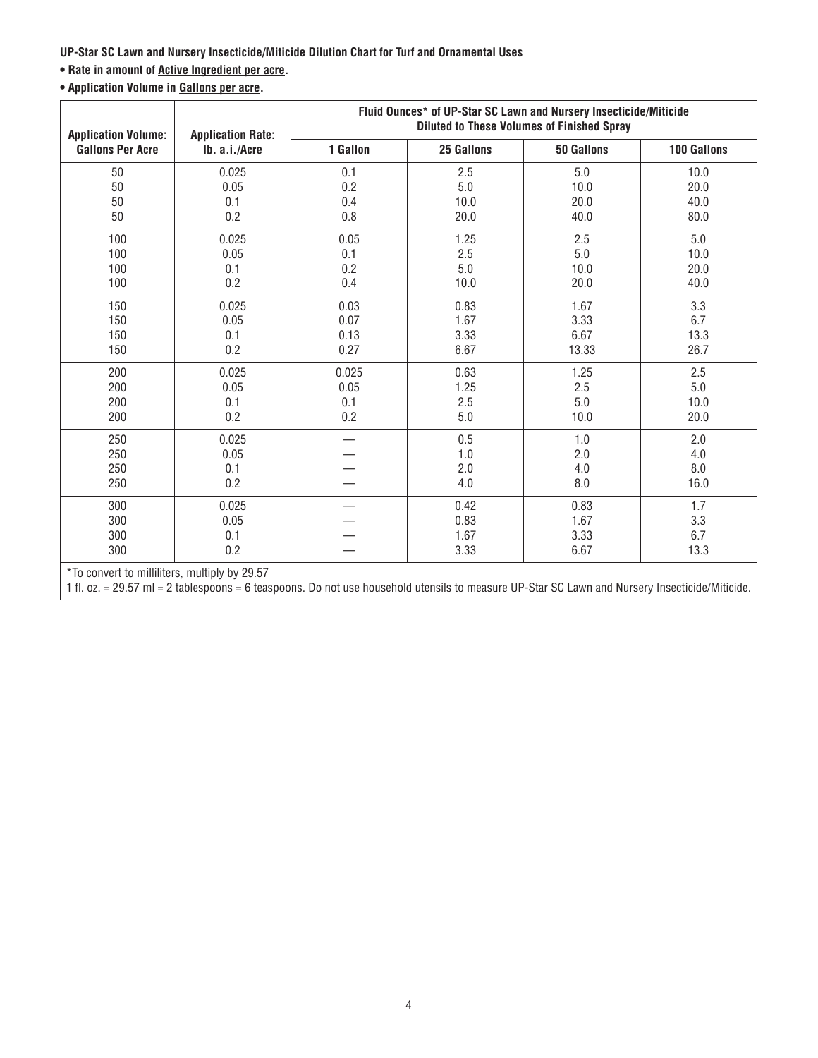**UP-Star SC Lawn and Nursery Insecticide/Miticide Dilution Chart for Turf and Ornamental Uses**

- **Rate in amount of Active Ingredient per acre.**
- **Application Volume in Gallons per acre.**

| Application Volume: Gallons Per Acre | Application Rate: lb. a.i./Acre | Fluid Ounces* of UP-Star SC Lawn and Nursery Insecticide/Miticide Diluted to These Volumes of Finished Spray | | | |
|---|---|---|---|---|---|
| | | 1 Gallon | 25 Gallons | 50 Gallons | 100 Gallons |
| 50 | 0.025 | 0.1 | 2.5 | 5.0 | 10.0 |
| 50 | 0.05 | 0.2 | 5.0 | 10.0 | 20.0 |
| 50 | 0.1 | 0.4 | 10.0 | 20.0 | 40.0 |
| 50 | 0.2 | 0.8 | 20.0 | 40.0 | 80.0 |
| 100 | 0.025 | 0.05 | 1.25 | 2.5 | 5.0 |
| 100 | 0.05 | 0.1 | 2.5 | 5.0 | 10.0 |
| 100 | 0.1 | 0.2 | 5.0 | 10.0 | 20.0 |
| 100 | 0.2 | 0.4 | 10.0 | 20.0 | 40.0 |
| 150 | 0.025 | 0.03 | 0.83 | 1.67 | 3.3 |
| 150 | 0.05 | 0.07 | 1.67 | 3.33 | 6.7 |
| 150 | 0.1 | 0.13 | 3.33 | 6.67 | 13.3 |
| 150 | 0.2 | 0.27 | 6.67 | 13.33 | 26.7 |
| 200 | 0.025 | 0.025 | 0.63 | 1.25 | 2.5 |
| 200 | 0.05 | 0.05 | 1.25 | 2.5 | 5.0 |
| 200 | 0.1 | 0.1 | 2.5 | 5.0 | 10.0 |
| 200 | 0.2 | 0.2 | 5.0 | 10.0 | 20.0 |
| 250 | 0.025 | — | 0.5 | 1.0 | 2.0 |
| 250 | 0.05 | — | 1.0 | 2.0 | 4.0 |
| 250 | 0.1 | — | 2.0 | 4.0 | 8.0 |
| 250 | 0.2 | — | 4.0 | 8.0 | 16.0 |
| 300 | 0.025 | — | 0.42 | 0.83 | 1.7 |
| 300 | 0.05 | — | 0.83 | 1.67 | 3.3 |
| 300 | 0.1 | — | 1.67 | 3.33 | 6.7 |
| 300 | 0.2 | — | 3.33 | 6.67 | 13.3 |

*To convert to milliliters, multiply by 29.57

1 fl. oz. = 29.57 ml = 2 tablespoons = 6 teaspoons. Do not use household utensils to measure UP-Star SC Lawn and Nursery Insecticide/Miticide.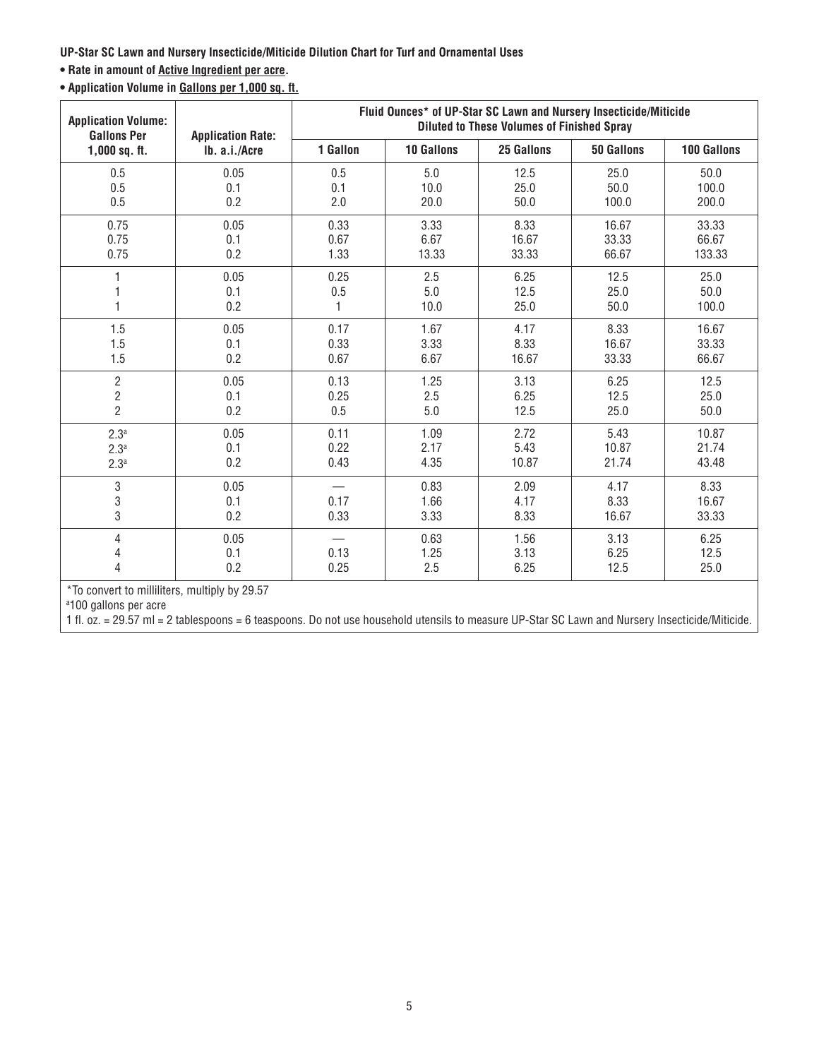**UP-Star SC Lawn and Nursery Insecticide/Miticide Dilution Chart for Turf and Ornamental Uses**

- **Rate in amount of Active Ingredient per acre.**
- **Application Volume in Gallons per 1,000 sq. ft.**

| Application Volume: Gallons Per 1,000 sq. ft. | Application Rate: lb. a.i./Acre | Fluid Ounces* of UP-Star SC Lawn and Nursery Insecticide/Miticide Diluted to These Volumes of Finished Spray | | | | |
|---|---|---|---|---|---|---|
| | | 1 Gallon | 10 Gallons | 25 Gallons | 50 Gallons | 100 Gallons |
| 0.5 | 0.05 | 0.5 | 5.0 | 12.5 | 25.0 | 50.0 |
| 0.5 | 0.1 | 0.1 | 10.0 | 25.0 | 50.0 | 100.0 |
| 0.5 | 0.2 | 2.0 | 20.0 | 50.0 | 100.0 | 200.0 |
| 0.75 | 0.05 | 0.33 | 3.33 | 8.33 | 16.67 | 33.33 |
| 0.75 | 0.1 | 0.67 | 6.67 | 16.67 | 33.33 | 66.67 |
| 0.75 | 0.2 | 1.33 | 13.33 | 33.33 | 66.67 | 133.33 |
| 1 | 0.05 | 0.25 | 2.5 | 6.25 | 12.5 | 25.0 |
| 1 | 0.1 | 0.5 | 5.0 | 12.5 | 25.0 | 50.0 |
| 1 | 0.2 | 1 | 10.0 | 25.0 | 50.0 | 100.0 |
| 1.5 | 0.05 | 0.17 | 1.67 | 4.17 | 8.33 | 16.67 |
| 1.5 | 0.1 | 0.33 | 3.33 | 8.33 | 16.67 | 33.33 |
| 1.5 | 0.2 | 0.67 | 6.67 | 16.67 | 33.33 | 66.67 |
| 2 | 0.05 | 0.13 | 1.25 | 3.13 | 6.25 | 12.5 |
| 2 | 0.1 | 0.25 | 2.5 | 6.25 | 12.5 | 25.0 |
| 2 | 0.2 | 0.5 | 5.0 | 12.5 | 25.0 | 50.0 |
| 2.3[a] | 0.05 | 0.11 | 1.09 | 2.72 | 5.43 | 10.87 |
| 2.3[a] | 0.1 | 0.22 | 2.17 | 5.43 | 10.87 | 21.74 |
| 2.3[a] | 0.2 | 0.43 | 4.35 | 10.87 | 21.74 | 43.48 |
| 3 | 0.05 | — | 0.83 | 2.09 | 4.17 | 8.33 |
| 3 | 0.1 | 0.17 | 1.66 | 4.17 | 8.33 | 16.67 |
| 3 | 0.2 | 0.33 | 3.33 | 8.33 | 16.67 | 33.33 |
| 4 | 0.05 | — | 0.63 | 1.56 | 3.13 | 6.25 |
| 4 | 0.1 | 0.13 | 1.25 | 3.13 | 6.25 | 12.5 |
| 4 | 0.2 | 0.25 | 2.5 | 6.25 | 12.5 | 25.0 |

*To convert to milliliters, multiply by 29.57

[a]100 gallons per acre

1 fl. oz. = 29.57 ml = 2 tablespoons = 6 teaspoons. Do not use household utensils to measure UP-Star SC Lawn and Nursery Insecticide/Miticide.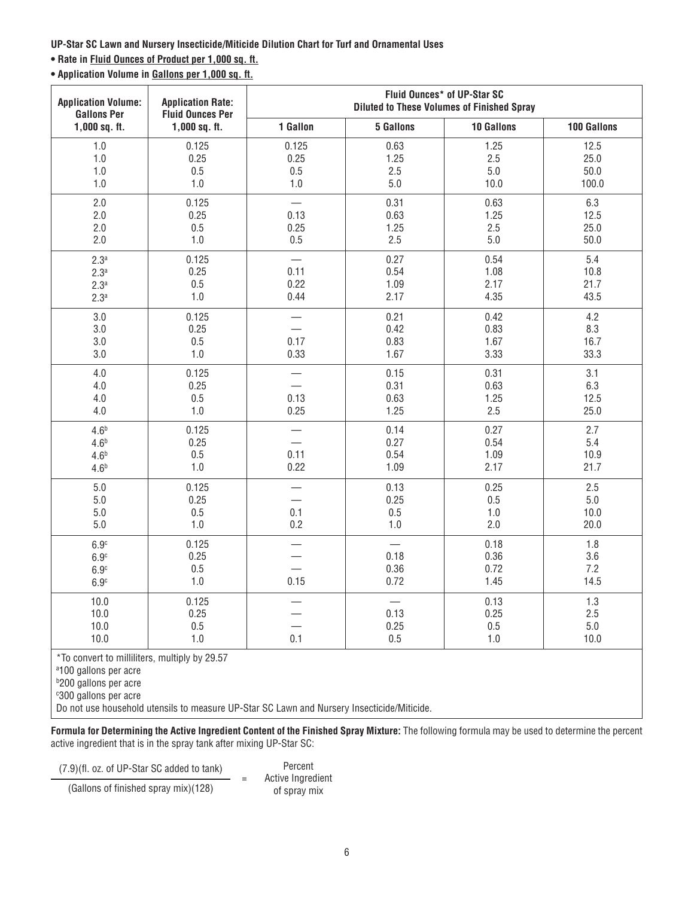**UP-Star SC Lawn and Nursery Insecticide/Miticide Dilution Chart for Turf and Ornamental Uses**

- **Rate in Fluid Ounces of Product per 1,000 sq. ft.**
- **Application Volume in Gallons per 1,000 sq. ft.**

| Application Volume: Gallons Per 1,000 sq. ft. | Application Rate: Fluid Ounces Per 1,000 sq. ft. | Fluid Ounces* of UP-Star SC Diluted to These Volumes of Finished Spray | | | |
|---|---|---|---|---|---|
| | | 1 Gallon | 5 Gallons | 10 Gallons | 100 Gallons |
| 1.0 | 0.125 | 0.125 | 0.63 | 1.25 | 12.5 |
| 1.0 | 0.25 | 0.25 | 1.25 | 2.5 | 25.0 |
| 1.0 | 0.5 | 0.5 | 2.5 | 5.0 | 50.0 |
| 1.0 | 1.0 | 1.0 | 5.0 | 10.0 | 100.0 |
| 2.0 | 0.125 | — | 0.31 | 0.63 | 6.3 |
| 2.0 | 0.25 | 0.13 | 0.63 | 1.25 | 12.5 |
| 2.0 | 0.5 | 0.25 | 1.25 | 2.5 | 25.0 |
| 2.0 | 1.0 | 0.5 | 2.5 | 5.0 | 50.0 |
| 2.3[a] | 0.125 | — | 0.27 | 0.54 | 5.4 |
| 2.3[a] | 0.25 | 0.11 | 0.54 | 1.08 | 10.8 |
| 2.3[a] | 0.5 | 0.22 | 1.09 | 2.17 | 21.7 |
| 2.3[a] | 1.0 | 0.44 | 2.17 | 4.35 | 43.5 |
| 3.0 | 0.125 | — | 0.21 | 0.42 | 4.2 |
| 3.0 | 0.25 | — | 0.42 | 0.83 | 8.3 |
| 3.0 | 0.5 | 0.17 | 0.83 | 1.67 | 16.7 |
| 3.0 | 1.0 | 0.33 | 1.67 | 3.33 | 33.3 |
| 4.0 | 0.125 | — | 0.15 | 0.31 | 3.1 |
| 4.0 | 0.25 | — | 0.31 | 0.63 | 6.3 |
| 4.0 | 0.5 | 0.13 | 0.63 | 1.25 | 12.5 |
| 4.0 | 1.0 | 0.25 | 1.25 | 2.5 | 25.0 |
| 4.6[b] | 0.125 | — | 0.14 | 0.27 | 2.7 |
| 4.6[b] | 0.25 | — | 0.27 | 0.54 | 5.4 |
| 4.6[b] | 0.5 | 0.11 | 0.54 | 1.09 | 10.9 |
| 4.6[b] | 1.0 | 0.22 | 1.09 | 2.17 | 21.7 |
| 5.0 | 0.125 | — | 0.13 | 0.25 | 2.5 |
| 5.0 | 0.25 | — | 0.25 | 0.5 | 5.0 |
| 5.0 | 0.5 | 0.1 | 0.5 | 1.0 | 10.0 |
| 5.0 | 1.0 | 0.2 | 1.0 | 2.0 | 20.0 |
| 6.9[c] | 0.125 | — | — | 0.18 | 1.8 |
| 6.9[c] | 0.25 | — | 0.18 | 0.36 | 3.6 |
| 6.9[c] | 0.5 | — | 0.36 | 0.72 | 7.2 |
| 6.9[c] | 1.0 | 0.15 | 0.72 | 1.45 | 14.5 |
| 10.0 | 0.125 | — | — | 0.13 | 1.3 |
| 10.0 | 0.25 | — | 0.13 | 0.25 | 2.5 |
| 10.0 | 0.5 | — | 0.25 | 0.5 | 5.0 |
| 10.0 | 1.0 | 0.1 | 0.5 | 1.0 | 10.0 |

*To convert to milliliters, multiply by 29.57

[a]100 gallons per acre

[b]200 gallons per acre

[c]300 gallons per acre

Do not use household utensils to measure UP-Star SC Lawn and Nursery Insecticide/Miticide.

**Formula for Determining the Active Ingredient Content of the Finished Spray Mixture:** The following formula may be used to determine the percent active ingredient that is in the spray tank after mixing UP-Star SC:

$$\frac{(7.9)(\text{fl. oz. of UP-Star SC added to tank})}{(\text{Gallons of finished spray mix})(128)} = \text{Percent Active Ingredient of spray mix}$$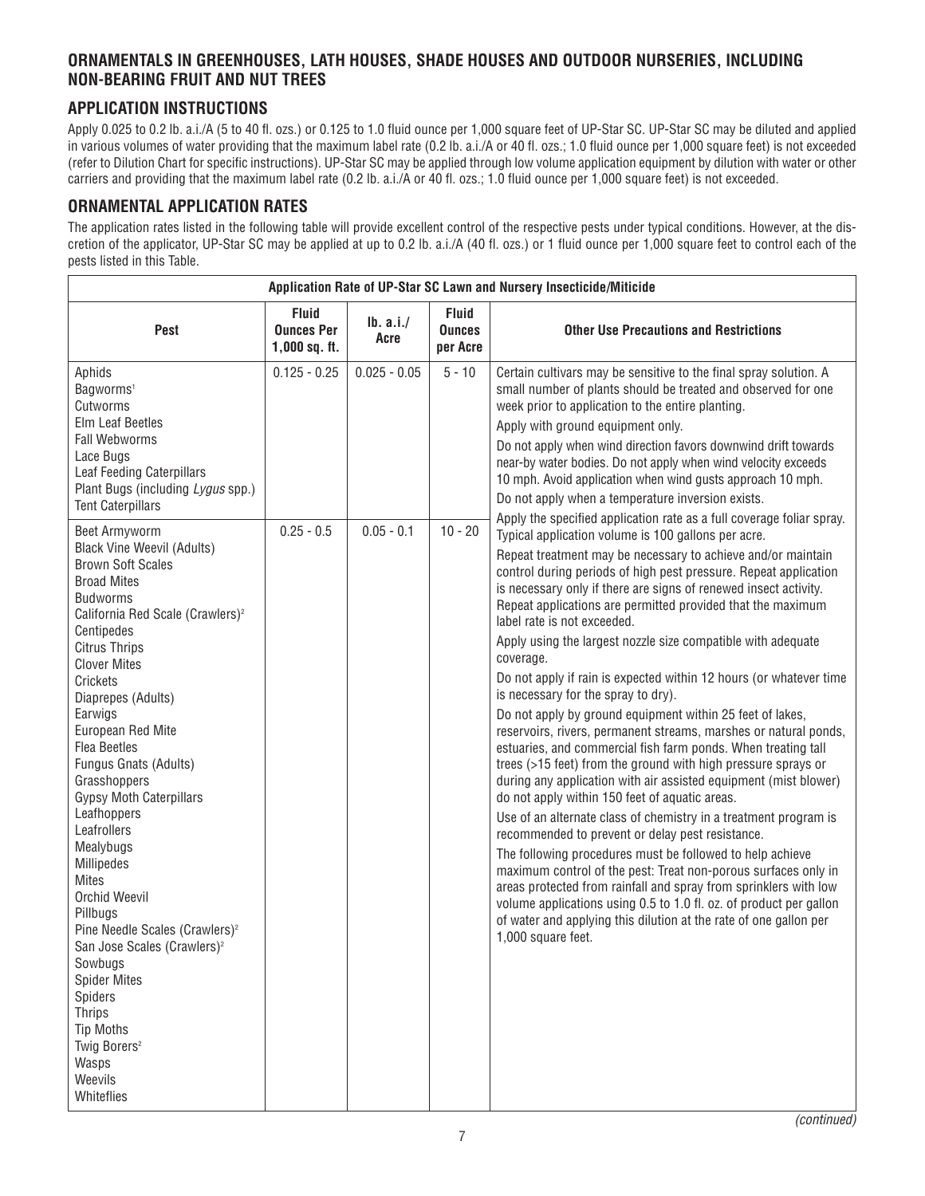## ORNAMENTALS IN GREENHOUSES, LATH HOUSES, SHADE HOUSES AND OUTDOOR NURSERIES, INCLUDING NON-BEARING FRUIT AND NUT TREES

### APPLICATION INSTRUCTIONS

Apply 0.025 to 0.2 lb. a.i./A (5 to 40 fl. ozs.) or 0.125 to 1.0 fluid ounce per 1,000 square feet of UP-Star SC. UP-Star SC may be diluted and applied in various volumes of water providing that the maximum label rate (0.2 lb. a.i./A or 40 fl. ozs.; 1.0 fluid ounce per 1,000 square feet) is not exceeded (refer to Dilution Chart for specific instructions). UP-Star SC may be applied through low volume application equipment by dilution with water or other carriers and providing that the maximum label rate (0.2 lb. a.i./A or 40 fl. ozs.; 1.0 fluid ounce per 1,000 square feet) is not exceeded.

### ORNAMENTAL APPLICATION RATES

The application rates listed in the following table will provide excellent control of the respective pests under typical conditions. However, at the discretion of the applicator, UP-Star SC may be applied at up to 0.2 lb. a.i./A (40 fl. ozs.) or 1 fluid ounce per 1,000 square feet to control each of the pests listed in this Table.

| Application Rate of UP-Star SC Lawn and Nursery Insecticide/Miticide | | | | |
|---|---|---|---|---|
| **Pest** | **Fluid Ounces Per 1,000 sq. ft.** | **lb. a.i./ Acre** | **Fluid Ounces per Acre** | **Other Use Precautions and Restrictions** |
| Aphids<br>Bagworms[1]<br>Cutworms<br>Elm Leaf Beetles<br>Fall Webworms<br>Lace Bugs<br>Leaf Feeding Caterpillars<br>Plant Bugs (including *Lygus* spp.)<br>Tent Caterpillars | 0.125 - 0.25 | 0.025 - 0.05 | 5 - 10 | Certain cultivars may be sensitive to the final spray solution. A small number of plants should be treated and observed for one week prior to application to the entire planting.<br>Apply with ground equipment only.<br>Do not apply when wind direction favors downwind drift towards near-by water bodies. Do not apply when wind velocity exceeds 10 mph. Avoid application when wind gusts approach 10 mph.<br>Do not apply when a temperature inversion exists.<br>Apply the specified application rate as a full coverage foliar spray. Typical application volume is 100 gallons per acre.<br>Repeat treatment may be necessary to achieve and/or maintain control during periods of high pest pressure. Repeat application is necessary only if there are signs of renewed insect activity. Repeat applications are permitted provided that the maximum label rate is not exceeded.<br>Apply using the largest nozzle size compatible with adequate coverage.<br>Do not apply if rain is expected within 12 hours (or whatever time is necessary for the spray to dry).<br>Do not apply by ground equipment within 25 feet of lakes, reservoirs, rivers, permanent streams, marshes or natural ponds, estuaries, and commercial fish farm ponds. When treating tall trees (>15 feet) from the ground with high pressure sprays or during any application with air assisted equipment (mist blower) do not apply within 150 feet of aquatic areas.<br>Use of an alternate class of chemistry in a treatment program is recommended to prevent or delay pest resistance.<br>The following procedures must be followed to help achieve maximum control of the pest: Treat non-porous surfaces only in areas protected from rainfall and spray from sprinklers with low volume applications using 0.5 to 1.0 fl. oz. of product per gallon of water and applying this dilution at the rate of one gallon per 1,000 square feet. |
| Beet Armyworm<br>Black Vine Weevil (Adults)<br>Brown Soft Scales<br>Broad Mites<br>Budworms<br>California Red Scale (Crawlers)[2]<br>Centipedes<br>Citrus Thrips<br>Clover Mites<br>Crickets<br>Diaprepes (Adults)<br>Earwigs<br>European Red Mite<br>Flea Beetles<br>Fungus Gnats (Adults)<br>Grasshoppers<br>Gypsy Moth Caterpillars<br>Leafhoppers<br>Leafrollers<br>Mealybugs<br>Millipedes<br>Mites<br>Orchid Weevil<br>Pillbugs<br>Pine Needle Scales (Crawlers)[2]<br>San Jose Scales (Crawlers)[2]<br>Sowbugs<br>Spider Mites<br>Spiders<br>Thrips<br>Tip Moths<br>Twig Borers[2]<br>Wasps<br>Weevils<br>Whiteflies | 0.25 - 0.5 | 0.05 - 0.1 | 10 - 20 | |

*(continued)*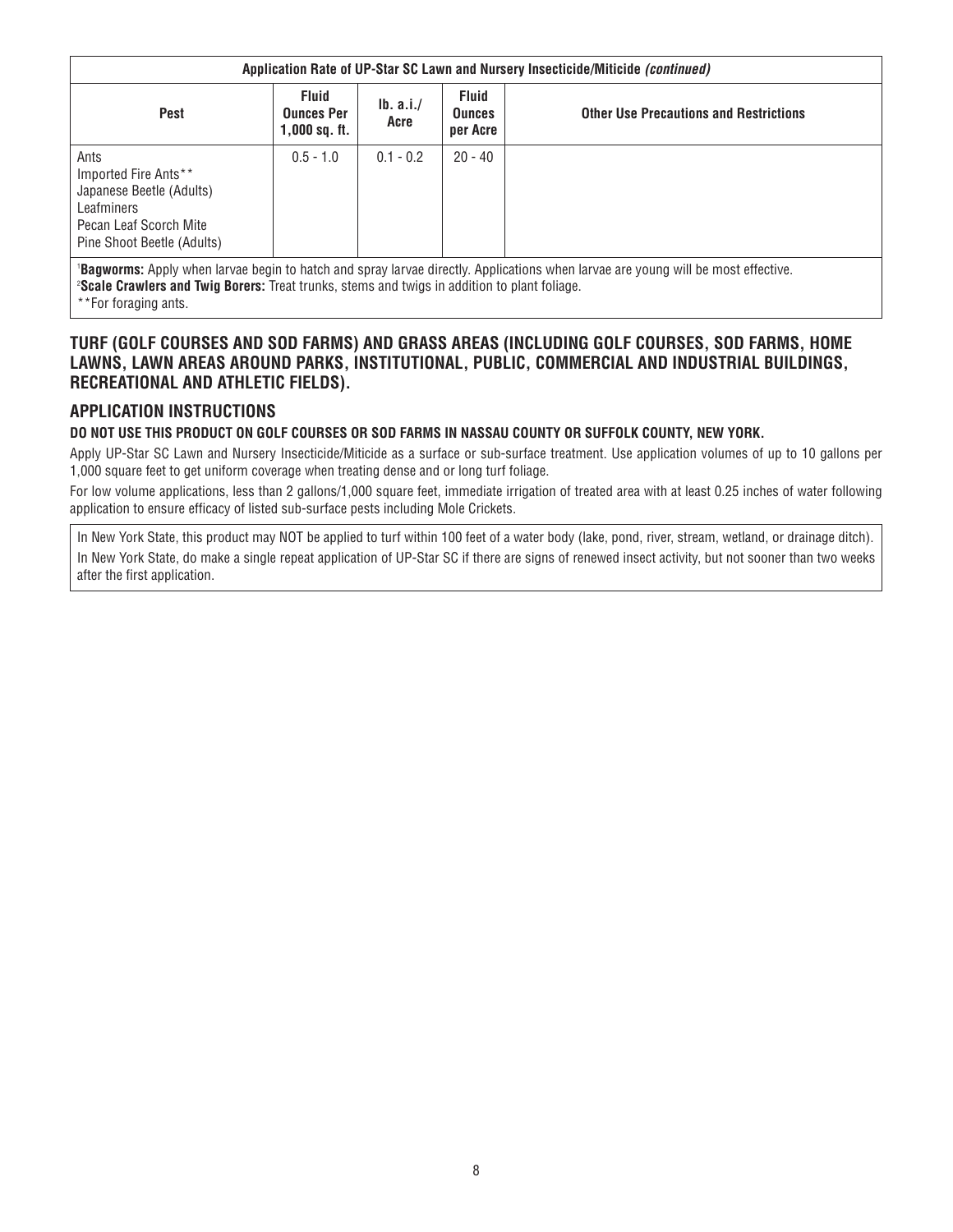| Application Rate of UP-Star SC Lawn and Nursery Insecticide/Miticide *(continued)* | | | | |
|---|---|---|---|---|
| **Pest** | **Fluid Ounces Per 1,000 sq. ft.** | **lb. a.i./ Acre** | **Fluid Ounces per Acre** | **Other Use Precautions and Restrictions** |
| Ants<br>Imported Fire Ants**<br>Japanese Beetle (Adults)<br>Leafminers<br>Pecan Leaf Scorch Mite<br>Pine Shoot Beetle (Adults) | 0.5 - 1.0 | 0.1 - 0.2 | 20 - 40 | |

[1]**Bagworms:** Apply when larvae begin to hatch and spray larvae directly. Applications when larvae are young will be most effective.
[2]**Scale Crawlers and Twig Borers:** Treat trunks, stems and twigs in addition to plant foliage.
**For foraging ants.

## TURF (GOLF COURSES AND SOD FARMS) AND GRASS AREAS (INCLUDING GOLF COURSES, SOD FARMS, HOME LAWNS, LAWN AREAS AROUND PARKS, INSTITUTIONAL, PUBLIC, COMMERCIAL AND INDUSTRIAL BUILDINGS, RECREATIONAL AND ATHLETIC FIELDS).

## APPLICATION INSTRUCTIONS

**DO NOT USE THIS PRODUCT ON GOLF COURSES OR SOD FARMS IN NASSAU COUNTY OR SUFFOLK COUNTY, NEW YORK.**

Apply UP-Star SC Lawn and Nursery Insecticide/Miticide as a surface or sub-surface treatment. Use application volumes of up to 10 gallons per 1,000 square feet to get uniform coverage when treating dense and or long turf foliage.

For low volume applications, less than 2 gallons/1,000 square feet, immediate irrigation of treated area with at least 0.25 inches of water following application to ensure efficacy of listed sub-surface pests including Mole Crickets.

In New York State, this product may NOT be applied to turf within 100 feet of a water body (lake, pond, river, stream, wetland, or drainage ditch).

In New York State, do make a single repeat application of UP-Star SC if there are signs of renewed insect activity, but not sooner than two weeks after the first application.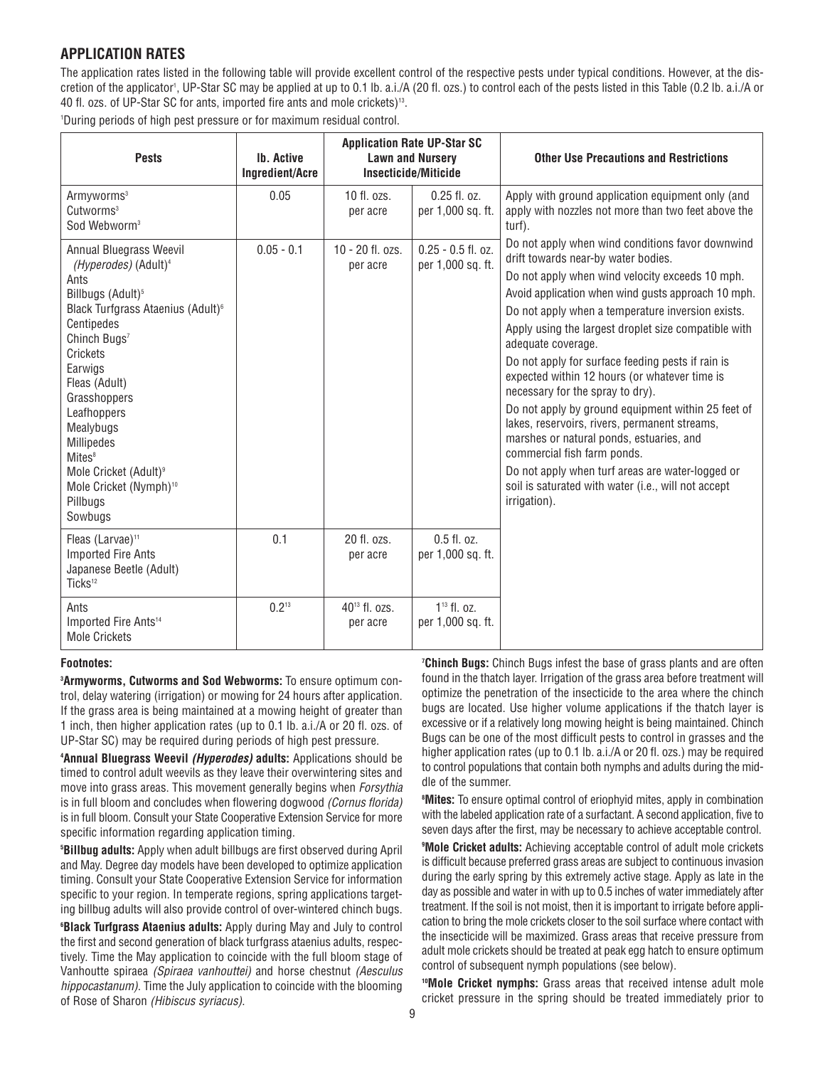## APPLICATION RATES

The application rates listed in the following table will provide excellent control of the respective pests under typical conditions. However, at the discretion of the applicator[1], UP-Star SC may be applied at up to 0.1 lb. a.i./A (20 fl. ozs.) to control each of the pests listed in this Table (0.2 lb. a.i./A or 40 fl. ozs. of UP-Star SC for ants, imported fire ants and mole crickets)[13].

[1]During periods of high pest pressure or for maximum residual control.

| Pests | lb. Active Ingredient/Acre | Application Rate UP-Star SC Lawn and Nursery Insecticide/Miticide | | Other Use Precautions and Restrictions |
|---|---|---|---|---|
| Armyworms[3]<br>Cutworms[3]<br>Sod Webworm[3] | 0.05 | 10 fl. ozs. per acre | 0.25 fl. oz. per 1,000 sq. ft. | Apply with ground application equipment only (and apply with nozzles not more than two feet above the turf).<br>Do not apply when wind conditions favor downwind drift towards near-by water bodies.<br>Do not apply when wind velocity exceeds 10 mph. Avoid application when wind gusts approach 10 mph.<br>Do not apply when a temperature inversion exists.<br>Apply using the largest droplet size compatible with adequate coverage.<br>Do not apply for surface feeding pests if rain is expected within 12 hours (or whatever time is necessary for the spray to dry).<br>Do not apply by ground equipment within 25 feet of lakes, reservoirs, rivers, permanent streams, marshes or natural ponds, estuaries, and commercial fish farm ponds.<br>Do not apply when turf areas are water-logged or soil is saturated with water (i.e., will not accept irrigation). |
| Annual Bluegrass Weevil *(Hyperodes)* (Adult)[4]<br>Ants<br>Billbugs (Adult)[5]<br>Black Turfgrass Ataenius (Adult)[6]<br>Centipedes<br>Chinch Bugs[7]<br>Crickets<br>Earwigs<br>Fleas (Adult)<br>Grasshoppers<br>Leafhoppers<br>Mealybugs<br>Millipedes<br>Mites[8]<br>Mole Cricket (Adult)[9]<br>Mole Cricket (Nymph)[10]<br>Pillbugs<br>Sowbugs | 0.05 - 0.1 | 10 - 20 fl. ozs. per acre | 0.25 - 0.5 fl. oz. per 1,000 sq. ft. | |
| Fleas (Larvae)[11]<br>Imported Fire Ants<br>Japanese Beetle (Adult)<br>Ticks[12] | 0.1 | 20 fl. ozs. per acre | 0.5 fl. oz. per 1,000 sq. ft. | |
| Ants<br>Imported Fire Ants[14]<br>Mole Crickets | 0.2[13] | 40[13] fl. ozs. per acre | 1[13] fl. oz. per 1,000 sq. ft. | |

**Footnotes:**

[3]**Armyworms, Cutworms and Sod Webworms:** To ensure optimum control, delay watering (irrigation) or mowing for 24 hours after application. If the grass area is being maintained at a mowing height of greater than 1 inch, then higher application rates (up to 0.1 lb. a.i./A or 20 fl. ozs. of UP-Star SC) may be required during periods of high pest pressure.

[4]**Annual Bluegrass Weevil *(Hyperodes)* adults:** Applications should be timed to control adult weevils as they leave their overwintering sites and move into grass areas. This movement generally begins when *Forsythia* is in full bloom and concludes when flowering dogwood *(Cornus florida)* is in full bloom. Consult your State Cooperative Extension Service for more specific information regarding application timing.

[5]**Billbug adults:** Apply when adult billbugs are first observed during April and May. Degree day models have been developed to optimize application timing. Consult your State Cooperative Extension Service for information specific to your region. In temperate regions, spring applications targeting billbug adults will also provide control of over-wintered chinch bugs.

[6]**Black Turfgrass Ataenius adults:** Apply during May and July to control the first and second generation of black turfgrass ataenius adults, respectively. Time the May application to coincide with the full bloom stage of Vanhoutte spiraea *(Spiraea vanhouttei)* and horse chestnut *(Aesculus hippocastanum)*. Time the July application to coincide with the blooming of Rose of Sharon *(Hibiscus syriacus)*.

[7]**Chinch Bugs:** Chinch Bugs infest the base of grass plants and are often found in the thatch layer. Irrigation of the grass area before treatment will optimize the penetration of the insecticide to the area where the chinch bugs are located. Use higher volume applications if the thatch layer is excessive or if a relatively long mowing height is being maintained. Chinch Bugs can be one of the most difficult pests to control in grasses and the higher application rates (up to 0.1 lb. a.i./A or 20 fl. ozs.) may be required to control populations that contain both nymphs and adults during the middle of the summer.

[8]**Mites:** To ensure optimal control of eriophyid mites, apply in combination with the labeled application rate of a surfactant. A second application, five to seven days after the first, may be necessary to achieve acceptable control.

[9]**Mole Cricket adults:** Achieving acceptable control of adult mole crickets is difficult because preferred grass areas are subject to continuous invasion during the early spring by this extremely active stage. Apply as late in the day as possible and water in with up to 0.5 inches of water immediately after treatment. If the soil is not moist, then it is important to irrigate before application to bring the mole crickets closer to the soil surface where contact with the insecticide will be maximized. Grass areas that receive pressure from adult mole crickets should be treated at peak egg hatch to ensure optimum control of subsequent nymph populations (see below).

[10]**Mole Cricket nymphs:** Grass areas that received intense adult mole cricket pressure in the spring should be treated immediately prior to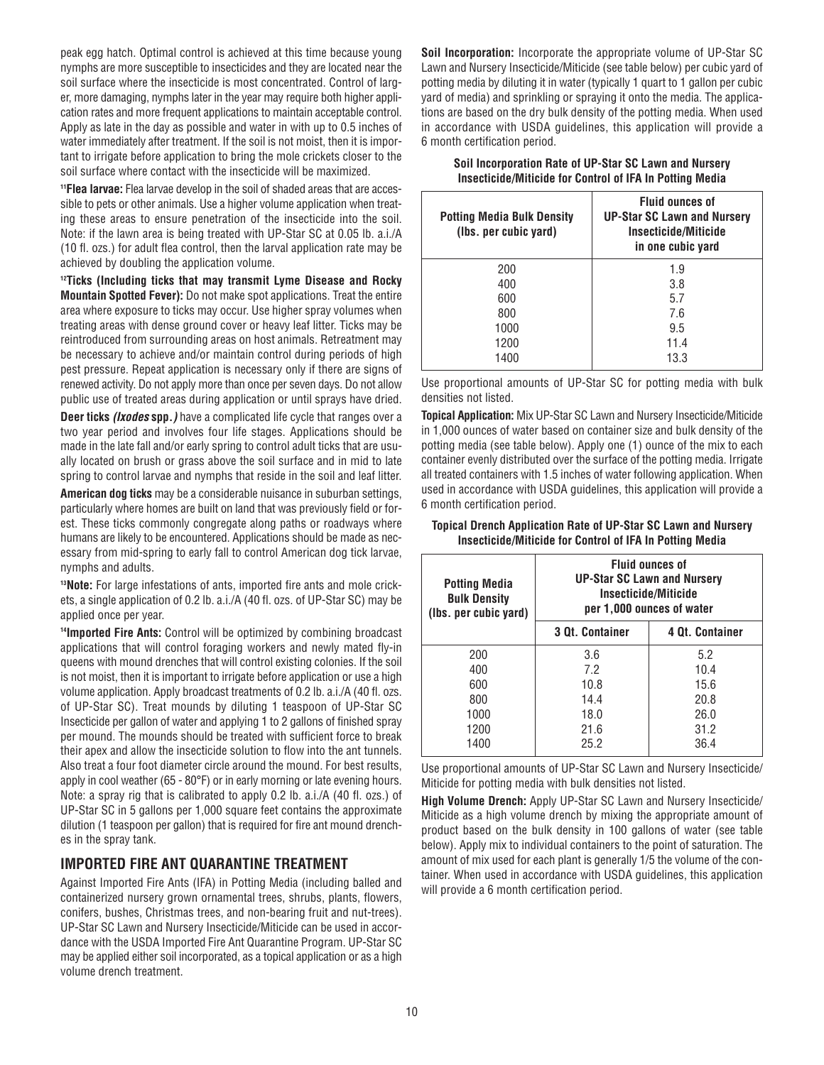peak egg hatch. Optimal control is achieved at this time because young nymphs are more susceptible to insecticides and they are located near the soil surface where the insecticide is most concentrated. Control of larger, more damaging, nymphs later in the year may require both higher application rates and more frequent applications to maintain acceptable control. Apply as late in the day as possible and water in with up to 0.5 inches of water immediately after treatment. If the soil is not moist, then it is important to irrigate before application to bring the mole crickets closer to the soil surface where contact with the insecticide will be maximized.

[11]**Flea larvae:** Flea larvae develop in the soil of shaded areas that are accessible to pets or other animals. Use a higher volume application when treating these areas to ensure penetration of the insecticide into the soil. Note: if the lawn area is being treated with UP-Star SC at 0.05 lb. a.i./A (10 fl. ozs.) for adult flea control, then the larval application rate may be achieved by doubling the application volume.

[12]**Ticks (Including ticks that may transmit Lyme Disease and Rocky Mountain Spotted Fever):** Do not make spot applications. Treat the entire area where exposure to ticks may occur. Use higher spray volumes when treating areas with dense ground cover or heavy leaf litter. Ticks may be reintroduced from surrounding areas on host animals. Retreatment may be necessary to achieve and/or maintain control during periods of high pest pressure. Repeat application is necessary only if there are signs of renewed activity. Do not apply more than once per seven days. Do not allow public use of treated areas during application or until sprays have dried.

**Deer ticks *(Ixodes* spp.*)*** have a complicated life cycle that ranges over a two year period and involves four life stages. Applications should be made in the late fall and/or early spring to control adult ticks that are usually located on brush or grass above the soil surface and in mid to late spring to control larvae and nymphs that reside in the soil and leaf litter.

**American dog ticks** may be a considerable nuisance in suburban settings, particularly where homes are built on land that was previously field or forest. These ticks commonly congregate along paths or roadways where humans are likely to be encountered. Applications should be made as necessary from mid-spring to early fall to control American dog tick larvae, nymphs and adults.

[13]**Note:** For large infestations of ants, imported fire ants and mole crickets, a single application of 0.2 lb. a.i./A (40 fl. ozs. of UP-Star SC) may be applied once per year.

[14]**Imported Fire Ants:** Control will be optimized by combining broadcast applications that will control foraging workers and newly mated fly-in queens with mound drenches that will control existing colonies. If the soil is not moist, then it is important to irrigate before application or use a high volume application. Apply broadcast treatments of 0.2 lb. a.i./A (40 fl. ozs. of UP-Star SC). Treat mounds by diluting 1 teaspoon of UP-Star SC Insecticide per gallon of water and applying 1 to 2 gallons of finished spray per mound. The mounds should be treated with sufficient force to break their apex and allow the insecticide solution to flow into the ant tunnels. Also treat a four foot diameter circle around the mound. For best results, apply in cool weather (65 - 80°F) or in early morning or late evening hours. Note: a spray rig that is calibrated to apply 0.2 lb. a.i./A (40 fl. ozs.) of UP-Star SC in 5 gallons per 1,000 square feet contains the approximate dilution (1 teaspoon per gallon) that is required for fire ant mound drenches in the spray tank.

## IMPORTED FIRE ANT QUARANTINE TREATMENT

Against Imported Fire Ants (IFA) in Potting Media (including balled and containerized nursery grown ornamental trees, shrubs, plants, flowers, conifers, bushes, Christmas trees, and non-bearing fruit and nut-trees). UP-Star SC Lawn and Nursery Insecticide/Miticide can be used in accordance with the USDA Imported Fire Ant Quarantine Program. UP-Star SC may be applied either soil incorporated, as a topical application or as a high volume drench treatment.

**Soil Incorporation:** Incorporate the appropriate volume of UP-Star SC Lawn and Nursery Insecticide/Miticide (see table below) per cubic yard of potting media by diluting it in water (typically 1 quart to 1 gallon per cubic yard of media) and sprinkling or spraying it onto the media. The applications are based on the dry bulk density of the potting media. When used in accordance with USDA guidelines, this application will provide a 6 month certification period.

**Soil Incorporation Rate of UP-Star SC Lawn and Nursery Insecticide/Miticide for Control of IFA In Potting Media**

| Potting Media Bulk Density (lbs. per cubic yard) | Fluid ounces of UP-Star SC Lawn and Nursery Insecticide/Miticide in one cubic yard |
|---|---|
| 200 | 1.9 |
| 400 | 3.8 |
| 600 | 5.7 |
| 800 | 7.6 |
| 1000 | 9.5 |
| 1200 | 11.4 |
| 1400 | 13.3 |

Use proportional amounts of UP-Star SC for potting media with bulk densities not listed.

**Topical Application:** Mix UP-Star SC Lawn and Nursery Insecticide/Miticide in 1,000 ounces of water based on container size and bulk density of the potting media (see table below). Apply one (1) ounce of the mix to each container evenly distributed over the surface of the potting media. Irrigate all treated containers with 1.5 inches of water following application. When used in accordance with USDA guidelines, this application will provide a 6 month certification period.

**Topical Drench Application Rate of UP-Star SC Lawn and Nursery Insecticide/Miticide for Control of IFA In Potting Media**

| Potting Media Bulk Density (lbs. per cubic yard) | Fluid ounces of UP-Star SC Lawn and Nursery Insecticide/Miticide per 1,000 ounces of water | |
|---|---|---|
| | 3 Qt. Container | 4 Qt. Container |
| 200 | 3.6 | 5.2 |
| 400 | 7.2 | 10.4 |
| 600 | 10.8 | 15.6 |
| 800 | 14.4 | 20.8 |
| 1000 | 18.0 | 26.0 |
| 1200 | 21.6 | 31.2 |
| 1400 | 25.2 | 36.4 |

Use proportional amounts of UP-Star SC Lawn and Nursery Insecticide/Miticide for potting media with bulk densities not listed.

**High Volume Drench:** Apply UP-Star SC Lawn and Nursery Insecticide/Miticide as a high volume drench by mixing the appropriate amount of product based on the bulk density in 100 gallons of water (see table below). Apply mix to individual containers to the point of saturation. The amount of mix used for each plant is generally 1/5 the volume of the container. When used in accordance with USDA guidelines, this application will provide a 6 month certification period.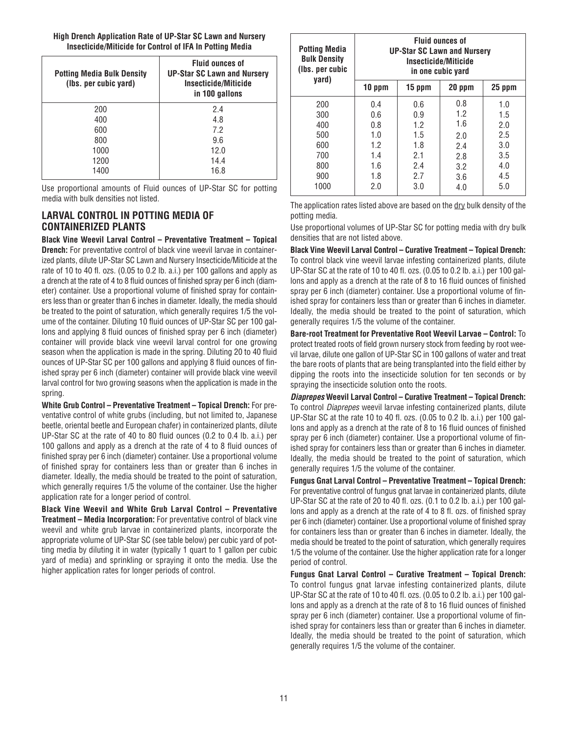**High Drench Application Rate of UP-Star SC Lawn and Nursery Insecticide/Miticide for Control of IFA In Potting Media**

| Potting Media Bulk Density (lbs. per cubic yard) | Fluid ounces of UP-Star SC Lawn and Nursery Insecticide/Miticide in 100 gallons |
|---|---|
| 200 | 2.4 |
| 400 | 4.8 |
| 600 | 7.2 |
| 800 | 9.6 |
| 1000 | 12.0 |
| 1200 | 14.4 |
| 1400 | 16.8 |

Use proportional amounts of Fluid ounces of UP-Star SC for potting media with bulk densities not listed.

## LARVAL CONTROL IN POTTING MEDIA OF CONTAINERIZED PLANTS

**Black Vine Weevil Larval Control – Preventative Treatment – Topical Drench:** For preventative control of black vine weevil larvae in containerized plants, dilute UP-Star SC Lawn and Nursery Insecticide/Miticide at the rate of 10 to 40 fl. ozs. (0.05 to 0.2 lb. a.i.) per 100 gallons and apply as a drench at the rate of 4 to 8 fluid ounces of finished spray per 6 inch (diameter) container. Use a proportional volume of finished spray for containers less than or greater than 6 inches in diameter. Ideally, the media should be treated to the point of saturation, which generally requires 1/5 the volume of the container. Diluting 10 fluid ounces of UP-Star SC per 100 gallons and applying 8 fluid ounces of finished spray per 6 inch (diameter) container will provide black vine weevil larval control for one growing season when the application is made in the spring. Diluting 20 to 40 fluid ounces of UP-Star SC per 100 gallons and applying 8 fluid ounces of finished spray per 6 inch (diameter) container will provide black vine weevil larval control for two growing seasons when the application is made in the spring.

**White Grub Control – Preventative Treatment – Topical Drench:** For preventative control of white grubs (including, but not limited to, Japanese beetle, oriental beetle and European chafer) in containerized plants, dilute UP-Star SC at the rate of 40 to 80 fluid ounces (0.2 to 0.4 lb. a.i.) per 100 gallons and apply as a drench at the rate of 4 to 8 fluid ounces of finished spray per 6 inch (diameter) container. Use a proportional volume of finished spray for containers less than or greater than 6 inches in diameter. Ideally, the media should be treated to the point of saturation, which generally requires 1/5 the volume of the container. Use the higher application rate for a longer period of control.

**Black Vine Weevil and White Grub Larval Control – Preventative Treatment – Media Incorporation:** For preventative control of black vine weevil and white grub larvae in containerized plants, incorporate the appropriate volume of UP-Star SC (see table below) per cubic yard of potting media by diluting it in water (typically 1 quart to 1 gallon per cubic yard of media) and sprinkling or spraying it onto the media. Use the higher application rates for longer periods of control.

| Potting Media Bulk Density (lbs. per cubic yard) | Fluid ounces of UP-Star SC Lawn and Nursery Insecticide/Miticide in one cubic yard | | | |
|---|---|---|---|---|
| | 10 ppm | 15 ppm | 20 ppm | 25 ppm |
| 200 | 0.4 | 0.6 | 0.8 | 1.0 |
| 300 | 0.6 | 0.9 | 1.2 | 1.5 |
| 400 | 0.8 | 1.2 | 1.6 | 2.0 |
| 500 | 1.0 | 1.5 | 2.0 | 2.5 |
| 600 | 1.2 | 1.8 | 2.4 | 3.0 |
| 700 | 1.4 | 2.1 | 2.8 | 3.5 |
| 800 | 1.6 | 2.4 | 3.2 | 4.0 |
| 900 | 1.8 | 2.7 | 3.6 | 4.5 |
| 1000 | 2.0 | 3.0 | 4.0 | 5.0 |

The application rates listed above are based on the dry bulk density of the potting media.

Use proportional volumes of UP-Star SC for potting media with dry bulk densities that are not listed above.

**Black Vine Weevil Larval Control – Curative Treatment – Topical Drench:** To control black vine weevil larvae infesting containerized plants, dilute UP-Star SC at the rate of 10 to 40 fl. ozs. (0.05 to 0.2 lb. a.i.) per 100 gallons and apply as a drench at the rate of 8 to 16 fluid ounces of finished spray per 6 inch (diameter) container. Use a proportional volume of finished spray for containers less than or greater than 6 inches in diameter. Ideally, the media should be treated to the point of saturation, which generally requires 1/5 the volume of the container.

**Bare-root Treatment for Preventative Root Weevil Larvae – Control:** To protect treated roots of field grown nursery stock from feeding by root weevil larvae, dilute one gallon of UP-Star SC in 100 gallons of water and treat the bare roots of plants that are being transplanted into the field either by dipping the roots into the insecticide solution for ten seconds or by spraying the insecticide solution onto the roots.

***Diaprepes* Weevil Larval Control – Curative Treatment – Topical Drench:** To control *Diaprepes* weevil larvae infesting containerized plants, dilute UP-Star SC at the rate 10 to 40 fl. ozs. (0.05 to 0.2 lb. a.i.) per 100 gallons and apply as a drench at the rate of 8 to 16 fluid ounces of finished spray per 6 inch (diameter) container. Use a proportional volume of finished spray for containers less than or greater than 6 inches in diameter. Ideally, the media should be treated to the point of saturation, which generally requires 1/5 the volume of the container.

**Fungus Gnat Larval Control – Preventative Treatment – Topical Drench:** For preventative control of fungus gnat larvae in containerized plants, dilute UP-Star SC at the rate of 20 to 40 fl. ozs. (0.1 to 0.2 lb. a.i.) per 100 gallons and apply as a drench at the rate of 4 to 8 fl. ozs. of finished spray per 6 inch (diameter) container. Use a proportional volume of finished spray for containers less than or greater than 6 inches in diameter. Ideally, the media should be treated to the point of saturation, which generally requires 1/5 the volume of the container. Use the higher application rate for a longer period of control.

**Fungus Gnat Larval Control – Curative Treatment – Topical Drench:** To control fungus gnat larvae infesting containerized plants, dilute UP-Star SC at the rate of 10 to 40 fl. ozs. (0.05 to 0.2 lb. a.i.) per 100 gallons and apply as a drench at the rate of 8 to 16 fluid ounces of finished spray per 6 inch (diameter) container. Use a proportional volume of finished spray for containers less than or greater than 6 inches in diameter. Ideally, the media should be treated to the point of saturation, which generally requires 1/5 the volume of the container.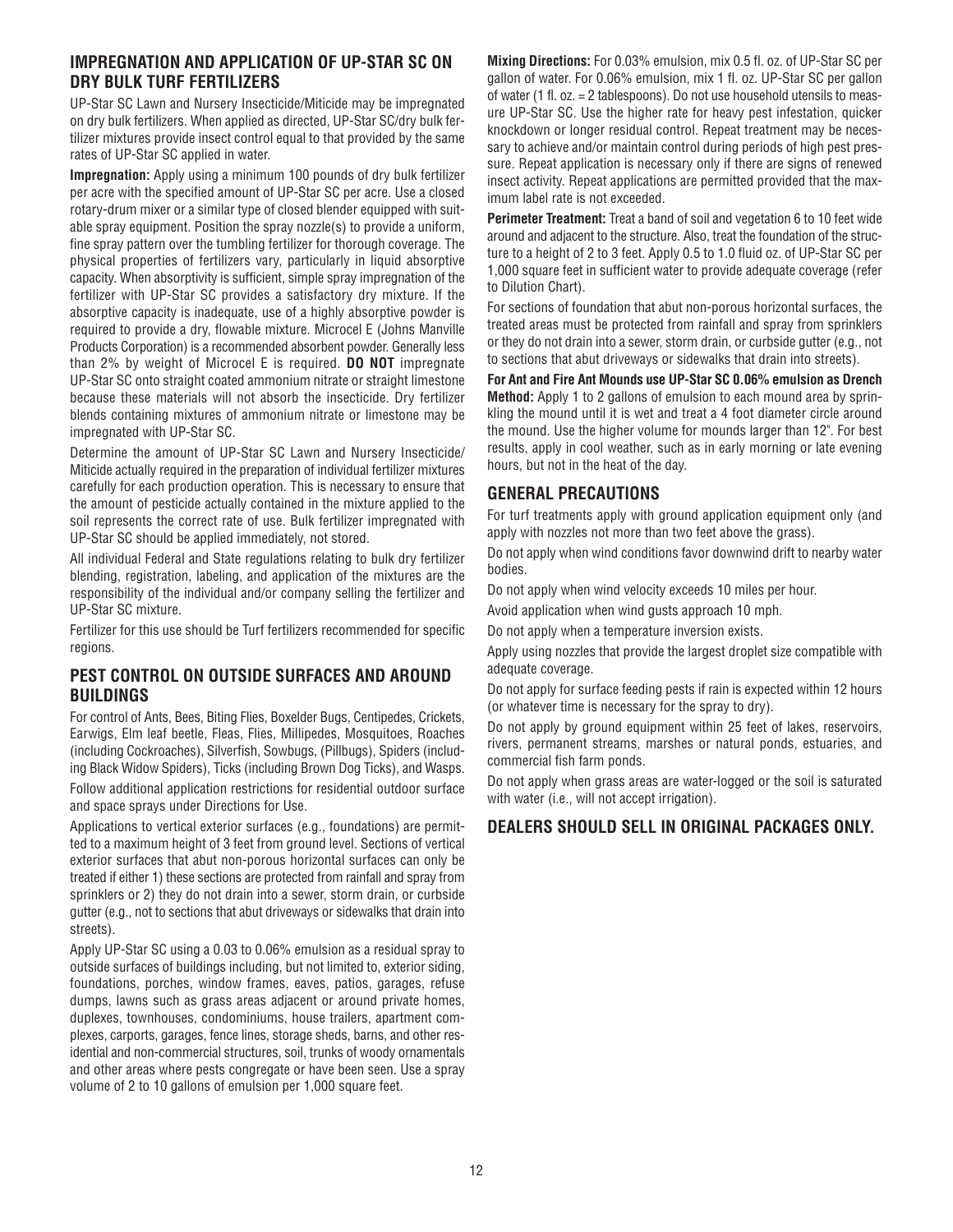## IMPREGNATION AND APPLICATION OF UP-STAR SC ON DRY BULK TURF FERTILIZERS

UP-Star SC Lawn and Nursery Insecticide/Miticide may be impregnated on dry bulk fertilizers. When applied as directed, UP-Star SC/dry bulk fertilizer mixtures provide insect control equal to that provided by the same rates of UP-Star SC applied in water.

**Impregnation:** Apply using a minimum 100 pounds of dry bulk fertilizer per acre with the specified amount of UP-Star SC per acre. Use a closed rotary-drum mixer or a similar type of closed blender equipped with suitable spray equipment. Position the spray nozzle(s) to provide a uniform, fine spray pattern over the tumbling fertilizer for thorough coverage. The physical properties of fertilizers vary, particularly in liquid absorptive capacity. When absorptivity is sufficient, simple spray impregnation of the fertilizer with UP-Star SC provides a satisfactory dry mixture. If the absorptive capacity is inadequate, use of a highly absorptive powder is required to provide a dry, flowable mixture. Microcel E (Johns Manville Products Corporation) is a recommended absorbent powder. Generally less than 2% by weight of Microcel E is required. **DO NOT** impregnate UP-Star SC onto straight coated ammonium nitrate or straight limestone because these materials will not absorb the insecticide. Dry fertilizer blends containing mixtures of ammonium nitrate or limestone may be impregnated with UP-Star SC.

Determine the amount of UP-Star SC Lawn and Nursery Insecticide/Miticide actually required in the preparation of individual fertilizer mixtures carefully for each production operation. This is necessary to ensure that the amount of pesticide actually contained in the mixture applied to the soil represents the correct rate of use. Bulk fertilizer impregnated with UP-Star SC should be applied immediately, not stored.

All individual Federal and State regulations relating to bulk dry fertilizer blending, registration, labeling, and application of the mixtures are the responsibility of the individual and/or company selling the fertilizer and UP-Star SC mixture.

Fertilizer for this use should be Turf fertilizers recommended for specific regions.

## PEST CONTROL ON OUTSIDE SURFACES AND AROUND BUILDINGS

For control of Ants, Bees, Biting Flies, Boxelder Bugs, Centipedes, Crickets, Earwigs, Elm leaf beetle, Fleas, Flies, Millipedes, Mosquitoes, Roaches (including Cockroaches), Silverfish, Sowbugs, (Pillbugs), Spiders (including Black Widow Spiders), Ticks (including Brown Dog Ticks), and Wasps.

Follow additional application restrictions for residential outdoor surface and space sprays under Directions for Use.

Applications to vertical exterior surfaces (e.g., foundations) are permitted to a maximum height of 3 feet from ground level. Sections of vertical exterior surfaces that abut non-porous horizontal surfaces can only be treated if either 1) these sections are protected from rainfall and spray from sprinklers or 2) they do not drain into a sewer, storm drain, or curbside gutter (e.g., not to sections that abut driveways or sidewalks that drain into streets).

Apply UP-Star SC using a 0.03 to 0.06% emulsion as a residual spray to outside surfaces of buildings including, but not limited to, exterior siding, foundations, porches, window frames, eaves, patios, garages, refuse dumps, lawns such as grass areas adjacent or around private homes, duplexes, townhouses, condominiums, house trailers, apartment complexes, carports, garages, fence lines, storage sheds, barns, and other residential and non-commercial structures, soil, trunks of woody ornamentals and other areas where pests congregate or have been seen. Use a spray volume of 2 to 10 gallons of emulsion per 1,000 square feet.

**Mixing Directions:** For 0.03% emulsion, mix 0.5 fl. oz. of UP-Star SC per gallon of water. For 0.06% emulsion, mix 1 fl. oz. UP-Star SC per gallon of water (1 fl. oz. = 2 tablespoons). Do not use household utensils to measure UP-Star SC. Use the higher rate for heavy pest infestation, quicker knockdown or longer residual control. Repeat treatment may be necessary to achieve and/or maintain control during periods of high pest pressure. Repeat application is necessary only if there are signs of renewed insect activity. Repeat applications are permitted provided that the maximum label rate is not exceeded.

**Perimeter Treatment:** Treat a band of soil and vegetation 6 to 10 feet wide around and adjacent to the structure. Also, treat the foundation of the structure to a height of 2 to 3 feet. Apply 0.5 to 1.0 fluid oz. of UP-Star SC per 1,000 square feet in sufficient water to provide adequate coverage (refer to Dilution Chart).

For sections of foundation that abut non-porous horizontal surfaces, the treated areas must be protected from rainfall and spray from sprinklers or they do not drain into a sewer, storm drain, or curbside gutter (e.g., not to sections that abut driveways or sidewalks that drain into streets).

**For Ant and Fire Ant Mounds use UP-Star SC 0.06% emulsion as Drench Method:** Apply 1 to 2 gallons of emulsion to each mound area by sprinkling the mound until it is wet and treat a 4 foot diameter circle around the mound. Use the higher volume for mounds larger than 12". For best results, apply in cool weather, such as in early morning or late evening hours, but not in the heat of the day.

## GENERAL PRECAUTIONS

For turf treatments apply with ground application equipment only (and apply with nozzles not more than two feet above the grass).

Do not apply when wind conditions favor downwind drift to nearby water bodies.

Do not apply when wind velocity exceeds 10 miles per hour.

Avoid application when wind gusts approach 10 mph.

Do not apply when a temperature inversion exists.

Apply using nozzles that provide the largest droplet size compatible with adequate coverage.

Do not apply for surface feeding pests if rain is expected within 12 hours (or whatever time is necessary for the spray to dry).

Do not apply by ground equipment within 25 feet of lakes, reservoirs, rivers, permanent streams, marshes or natural ponds, estuaries, and commercial fish farm ponds.

Do not apply when grass areas are water-logged or the soil is saturated with water (i.e., will not accept irrigation).

## DEALERS SHOULD SELL IN ORIGINAL PACKAGES ONLY.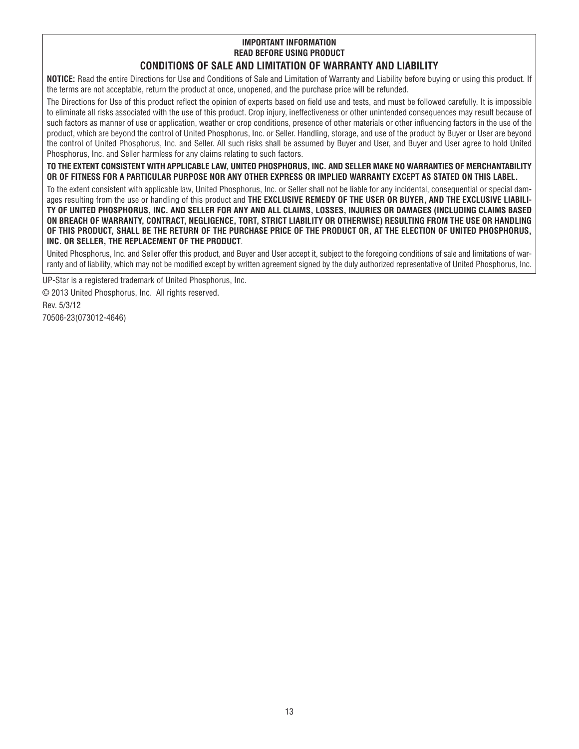**IMPORTANT INFORMATION**
**READ BEFORE USING PRODUCT**

## CONDITIONS OF SALE AND LIMITATION OF WARRANTY AND LIABILITY

**NOTICE:** Read the entire Directions for Use and Conditions of Sale and Limitation of Warranty and Liability before buying or using this product. If the terms are not acceptable, return the product at once, unopened, and the purchase price will be refunded.

The Directions for Use of this product reflect the opinion of experts based on field use and tests, and must be followed carefully. It is impossible to eliminate all risks associated with the use of this product. Crop injury, ineffectiveness or other unintended consequences may result because of such factors as manner of use or application, weather or crop conditions, presence of other materials or other influencing factors in the use of the product, which are beyond the control of United Phosphorus, Inc. or Seller. Handling, storage, and use of the product by Buyer or User are beyond the control of United Phosphorus, Inc. and Seller. All such risks shall be assumed by Buyer and User, and Buyer and User agree to hold United Phosphorus, Inc. and Seller harmless for any claims relating to such factors.

**TO THE EXTENT CONSISTENT WITH APPLICABLE LAW, UNITED PHOSPHORUS, INC. AND SELLER MAKE NO WARRANTIES OF MERCHANTABILITY OR OF FITNESS FOR A PARTICULAR PURPOSE NOR ANY OTHER EXPRESS OR IMPLIED WARRANTY EXCEPT AS STATED ON THIS LABEL.**

To the extent consistent with applicable law, United Phosphorus, Inc. or Seller shall not be liable for any incidental, consequential or special damages resulting from the use or handling of this product and **THE EXCLUSIVE REMEDY OF THE USER OR BUYER, AND THE EXCLUSIVE LIABILITY OF UNITED PHOSPHORUS, INC. AND SELLER FOR ANY AND ALL CLAIMS, LOSSES, INJURIES OR DAMAGES (INCLUDING CLAIMS BASED ON BREACH OF WARRANTY, CONTRACT, NEGLIGENCE, TORT, STRICT LIABILITY OR OTHERWISE) RESULTING FROM THE USE OR HANDLING OF THIS PRODUCT, SHALL BE THE RETURN OF THE PURCHASE PRICE OF THE PRODUCT OR, AT THE ELECTION OF UNITED PHOSPHORUS, INC. OR SELLER, THE REPLACEMENT OF THE PRODUCT**.

United Phosphorus, Inc. and Seller offer this product, and Buyer and User accept it, subject to the foregoing conditions of sale and limitations of warranty and of liability, which may not be modified except by written agreement signed by the duly authorized representative of United Phosphorus, Inc.

UP-Star is a registered trademark of United Phosphorus, Inc.

© 2013 United Phosphorus, Inc. All rights reserved.

Rev. 5/3/12

70506-23(073012-4646)